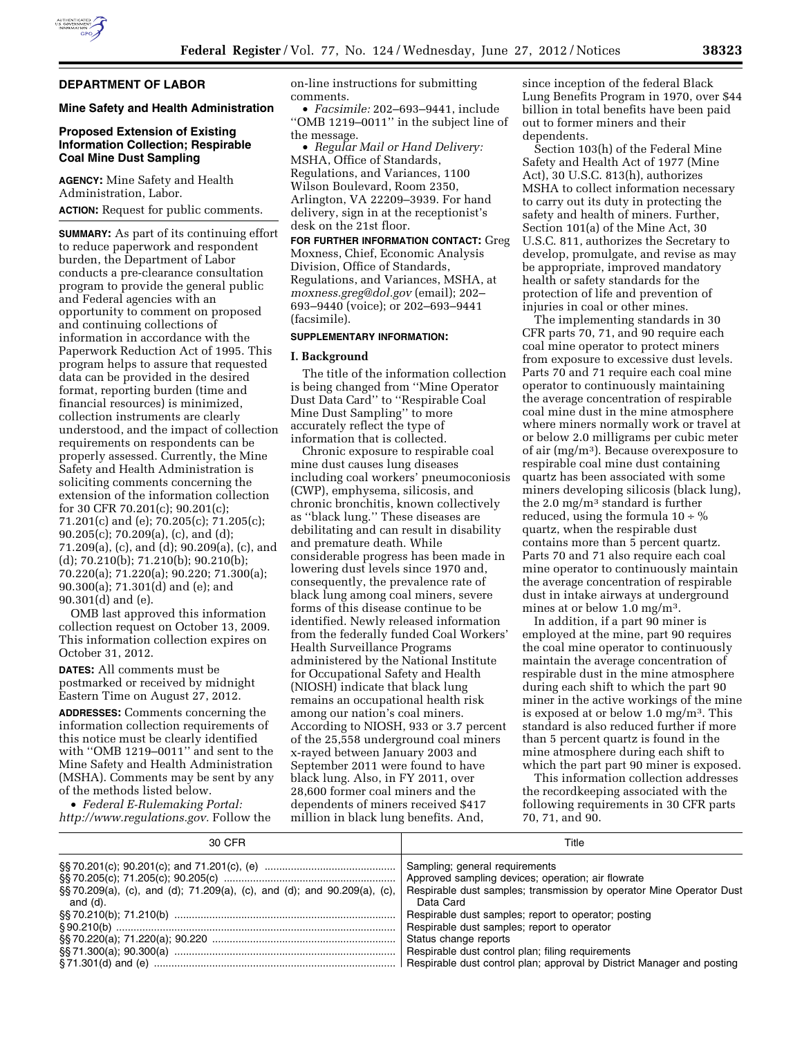## DEPARTMENT OF LABOR

### Mine Safety and Health Administration

### Proposed Extension of Existing Information Collection; Respirable Coal Mine Dust Sampling

**AGENCY:** Mine Safety and Health Administration, Labor.

**ACTION:** Request for public comments.

**SUMMARY:** As part of its continuing effort to reduce paperwork and respondent burden, the Department of Labor conducts a pre-clearance consultation program to provide the general public and Federal agencies with an opportunity to comment on proposed and continuing collections of information in accordance with the Paperwork Reduction Act of 1995. This program helps to assure that requested data can be provided in the desired format, reporting burden (time and financial resources) is minimized, collection instruments are clearly understood, and the impact of collection requirements on respondents can be properly assessed. Currently, the Mine Safety and Health Administration is soliciting comments concerning the extension of the information collection for 30 CFR 70.201(c); 90.201(c); 71.201(c) and (e); 70.205(c); 71.205(c); 90.205(c); 70.209(a), (c), and (d); 71.209(a), (c), and (d); 90.209(a), (c), and (d); 70.210(b); 71.210(b); 90.210(b); 70.220(a); 71.220(a); 90.220; 71.300(a); 90.300(a); 71.301(d) and (e); and 90.301(d) and (e).

OMB last approved this information collection request on October 13, 2009. This information collection expires on October 31, 2012.

**DATES:** All comments must be postmarked or received by midnight Eastern Time on August 27, 2012.

**ADDRESSES:** Comments concerning the information collection requirements of this notice must be clearly identified with ''OMB 1219–0011'' and sent to the Mine Safety and Health Administration (MSHA). Comments may be sent by any of the methods listed below.

- *Federal E-Rulemaking Portal: http://www.regulations.gov.* Follow the on-line instructions for submitting comments.
- *Facsimile:* 202–693–9441, include ''OMB 1219–0011'' in the subject line of the message.
- *Regular Mail or Hand Delivery:* MSHA, Office of Standards, Regulations, and Variances, 1100 Wilson Boulevard, Room 2350, Arlington, VA 22209–3939. For hand delivery, sign in at the receptionist's desk on the 21st floor.

**FOR FURTHER INFORMATION CONTACT:** Greg Moxness, Chief, Economic Analysis Division, Office of Standards, Regulations, and Variances, MSHA, at *moxness.greg@dol.gov* (email); 202–693–9440 (voice); or 202–693–9441 (facsimile).

**SUPPLEMENTARY INFORMATION:**

**I. Background**

The title of the information collection is being changed from ''Mine Operator Dust Data Card'' to ''Respirable Coal Mine Dust Sampling'' to more accurately reflect the type of information that is collected.

Chronic exposure to respirable coal mine dust causes lung diseases including coal workers' pneumoconiosis (CWP), emphysema, silicosis, and chronic bronchitis, known collectively as ''black lung.'' These diseases are debilitating and can result in disability and premature death. While considerable progress has been made in lowering dust levels since 1970 and, consequently, the prevalence rate of black lung among coal miners, severe forms of this disease continue to be identified. Newly released information from the federally funded Coal Workers' Health Surveillance Programs administered by the National Institute for Occupational Safety and Health (NIOSH) indicate that black lung remains an occupational health risk among our nation's coal miners. According to NIOSH, 933 or 3.7 percent of the 25,558 underground coal miners x-rayed between January 2003 and September 2011 were found to have black lung. Also, in FY 2011, over 28,600 former coal miners and the dependents of miners received $417 million in black lung benefits. And, since inception of the federal Black Lung Benefits Program in 1970, over $44 billion in total benefits have been paid out to former miners and their dependents.

Section 103(h) of the Federal Mine Safety and Health Act of 1977 (Mine Act), 30 U.S.C. 813(h), authorizes MSHA to collect information necessary to carry out its duty in protecting the safety and health of miners. Further, Section 101(a) of the Mine Act, 30 U.S.C. 811, authorizes the Secretary to develop, promulgate, and revise as may be appropriate, improved mandatory health or safety standards for the protection of life and prevention of injuries in coal or other mines.

The implementing standards in 30 CFR parts 70, 71, and 90 require each coal mine operator to protect miners from exposure to excessive dust levels. Parts 70 and 71 require each coal mine operator to continuously maintaining the average concentration of respirable coal mine dust in the mine atmosphere where miners normally work or travel at or below 2.0 milligrams per cubic meter of air (mg/m$^3$). Because overexposure to respirable coal mine dust containing quartz has been associated with some miners developing silicosis (black lung), the 2.0 mg/m$^3$ standard is further reduced, using the formula $10 \div \%$ quartz, when the respirable dust contains more than 5 percent quartz. Parts 70 and 71 also require each coal mine operator to continuously maintain the average concentration of respirable dust in intake airways at underground mines at or below 1.0 mg/m$^3$.

In addition, if a part 90 miner is employed at the mine, part 90 requires the coal mine operator to continuously maintain the average concentration of respirable dust in the mine atmosphere during each shift to which the part 90 miner in the active workings of the mine is exposed at or below 1.0 mg/m$^3$. This standard is also reduced further if more than 5 percent quartz is found in the mine atmosphere during each shift to which the part part 90 miner is exposed.

This information collection addresses the recordkeeping associated with the following requirements in 30 CFR parts 70, 71, and 90.

| 30 CFR | Title |
|---|---|
| §§ 70.201(c); 90.201(c); and 71.201(c), (e) | Sampling; general requirements |
| §§ 70.205(c); 71.205(c); 90.205(c) | Approved sampling devices; operation; air flowrate |
| §§ 70.209(a), (c), and (d); 71.209(a), (c), and (d); and 90.209(a), (c), and (d). | Respirable dust samples; transmission by operator Mine Operator Dust Data Card |
| §§ 70.210(b); 71.210(b) | Respirable dust samples; report to operator; posting |
| § 90.210(b) | Respirable dust samples; report to operator |
| §§ 70.220(a); 71.220(a); 90.220 | Status change reports |
| §§ 71.300(a); 90.300(a) | Respirable dust control plan; filing requirements |
| § 71.301(d) and (e) | Respirable dust control plan; approval by District Manager and posting |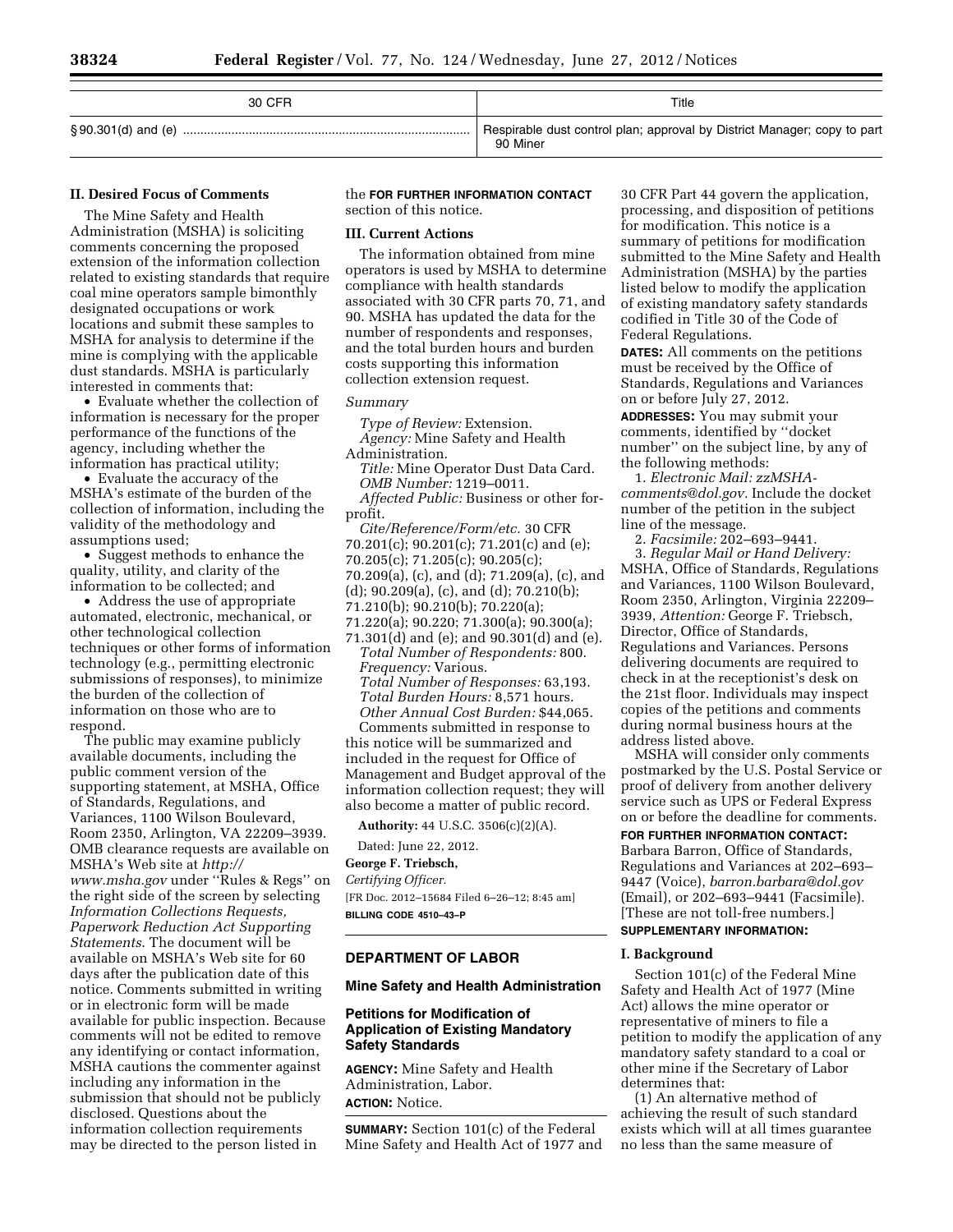| 30 CFR | Title |
|---|---|
| § 90.301(d) and (e) | Respirable dust control plan; approval by District Manager; copy to part 90 Miner |

### II. Desired Focus of Comments

The Mine Safety and Health Administration (MSHA) is soliciting comments concerning the proposed extension of the information collection related to existing standards that require coal mine operators sample bimonthly designated occupations or work locations and submit these samples to MSHA for analysis to determine if the mine is complying with the applicable dust standards. MSHA is particularly interested in comments that:

- Evaluate whether the collection of information is necessary for the proper performance of the functions of the agency, including whether the information has practical utility;
- Evaluate the accuracy of the MSHA's estimate of the burden of the collection of information, including the validity of the methodology and assumptions used;
- Suggest methods to enhance the quality, utility, and clarity of the information to be collected; and
- Address the use of appropriate automated, electronic, mechanical, or other technological collection techniques or other forms of information technology (e.g., permitting electronic submissions of responses), to minimize the burden of the collection of information on those who are to respond.

The public may examine publicly available documents, including the public comment version of the supporting statement, at MSHA, Office of Standards, Regulations, and Variances, 1100 Wilson Boulevard, Room 2350, Arlington, VA 22209–3939. OMB clearance requests are available on MSHA's Web site at *http://www.msha.gov* under ''Rules & Regs'' on the right side of the screen by selecting *Information Collections Requests, Paperwork Reduction Act Supporting Statements*. The document will be available on MSHA's Web site for 60 days after the publication date of this notice. Comments submitted in writing or in electronic form will be made available for public inspection. Because comments will not be edited to remove any identifying or contact information, MSHA cautions the commenter against including any information in the submission that should not be publicly disclosed. Questions about the information collection requirements may be directed to the person listed in the **FOR FURTHER INFORMATION CONTACT** section of this notice.

### III. Current Actions

The information obtained from mine operators is used by MSHA to determine compliance with health standards associated with 30 CFR parts 70, 71, and 90. MSHA has updated the data for the number of respondents and responses, and the total burden hours and burden costs supporting this information collection extension request.

*Summary*

*Type of Review:* Extension.
*Agency:* Mine Safety and Health Administration.
*Title:* Mine Operator Dust Data Card.
*OMB Number:* 1219–0011.
*Affected Public:* Business or other for-profit.
*Cite/Reference/Form/etc.* 30 CFR 70.201(c); 90.201(c); 71.201(c) and (e); 70.205(c); 71.205(c); 90.205(c); 70.209(a), (c), and (d); 71.209(a), (c), and (d); 90.209(a), (c), and (d); 90.210(b); 71.210(b); 90.210(b); 70.220(a); 71.220(a); 90.220; 71.300(a); 90.300(a); 71.301(d) and (e); and 90.301(d) and (e).
*Total Number of Respondents:* 800.
*Frequency:* Various.
*Total Number of Responses:* 63,193.
*Total Burden Hours:* 8,571 hours.
*Other Annual Cost Burden:* $44,065.

Comments submitted in response to this notice will be summarized and included in the request for Office of Management and Budget approval of the information collection request; they will also become a matter of public record.

**Authority:** 44 U.S.C. 3506(c)(2)(A).

Dated: June 22, 2012.

**George F. Triebsch,**
*Certifying Officer.*

[FR Doc. 2012–15684 Filed 6–26–12; 8:45 am]

**BILLING CODE 4510–43–P**

## DEPARTMENT OF LABOR

### Mine Safety and Health Administration

### Petitions for Modification of Application of Existing Mandatory Safety Standards

**AGENCY:** Mine Safety and Health Administration, Labor.

**ACTION:** Notice.

**SUMMARY:** Section 101(c) of the Federal Mine Safety and Health Act of 1977 and 30 CFR Part 44 govern the application, processing, and disposition of petitions for modification. This notice is a summary of petitions for modification submitted to the Mine Safety and Health Administration (MSHA) by the parties listed below to modify the application of existing mandatory safety standards codified in Title 30 of the Code of Federal Regulations.

**DATES:** All comments on the petitions must be received by the Office of Standards, Regulations and Variances on or before July 27, 2012.

**ADDRESSES:** You may submit your comments, identified by ''docket number'' on the subject line, by any of the following methods:

1. *Electronic Mail: zzMSHA-comments@dol.gov.* Include the docket number of the petition in the subject line of the message.
2. *Facsimile:* 202–693–9441.
3. *Regular Mail or Hand Delivery:* MSHA, Office of Standards, Regulations and Variances, 1100 Wilson Boulevard, Room 2350, Arlington, Virginia 22209–3939, *Attention:* George F. Triebsch, Director, Office of Standards, Regulations and Variances. Persons delivering documents are required to check in at the receptionist's desk on the 21st floor. Individuals may inspect copies of the petitions and comments during normal business hours at the address listed above.

MSHA will consider only comments postmarked by the U.S. Postal Service or proof of delivery from another delivery service such as UPS or Federal Express on or before the deadline for comments.

**FOR FURTHER INFORMATION CONTACT:** Barbara Barron, Office of Standards, Regulations and Variances at 202–693–9447 (Voice), *barron.barbara@dol.gov* (Email), or 202–693–9441 (Facsimile). [These are not toll-free numbers.]

**SUPPLEMENTARY INFORMATION:**

### I. Background

Section 101(c) of the Federal Mine Safety and Health Act of 1977 (Mine Act) allows the mine operator or representative of miners to file a petition to modify the application of any mandatory safety standard to a coal or other mine if the Secretary of Labor determines that:

(1) An alternative method of achieving the result of such standard exists which will at all times guarantee no less than the same measure of